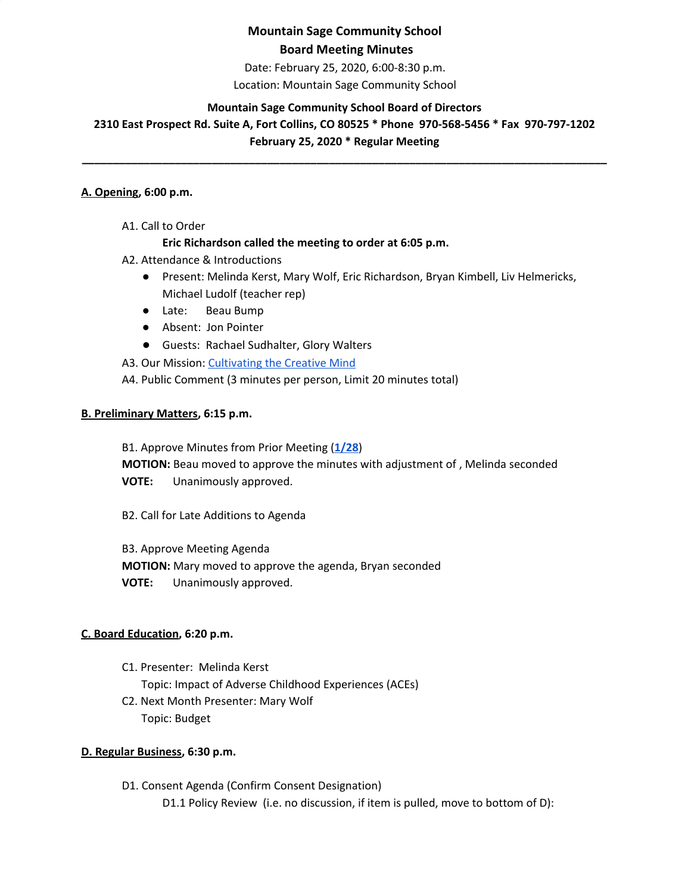**Mountain Sage Community School**

**Board Meeting Minutes**

Date: February 25, 2020, 6:00-8:30 p.m.

Location: Mountain Sage Community School

**Mountain Sage Community School Board of Directors**

**2310 East Prospect Rd. Suite A, Fort Collins, CO 80525 * Phone 970-568-5456 * Fax 970-797-1202**

**February 25, 2020 * Regular Meeting**

---

**A. Opening, 6:00 p.m.**

A1. Call to Order

**Eric Richardson called the meeting to order at 6:05 p.m.**

A2. Attendance & Introductions

- Present: Melinda Kerst, Mary Wolf, Eric Richardson, Bryan Kimbell, Liv Helmericks, Michael Ludolf (teacher rep)
- Late: Beau Bump
- Absent: Jon Pointer
- Guests: Rachael Sudhalter, Glory Walters

A3. Our Mission: Cultivating the Creative Mind

A4. Public Comment (3 minutes per person, Limit 20 minutes total)

**B. Preliminary Matters, 6:15 p.m.**

B1. Approve Minutes from Prior Meeting (**1/28**)

**MOTION:** Beau moved to approve the minutes with adjustment of , Melinda seconded

**VOTE:** Unanimously approved.

B2. Call for Late Additions to Agenda

B3. Approve Meeting Agenda

**MOTION:** Mary moved to approve the agenda, Bryan seconded

**VOTE:** Unanimously approved.

**C. Board Education, 6:20 p.m.**

C1. Presenter: Melinda Kerst

Topic: Impact of Adverse Childhood Experiences (ACEs)

C2. Next Month Presenter: Mary Wolf

Topic: Budget

**D. Regular Business, 6:30 p.m.**

D1. Consent Agenda (Confirm Consent Designation)

D1.1 Policy Review (i.e. no discussion, if item is pulled, move to bottom of D):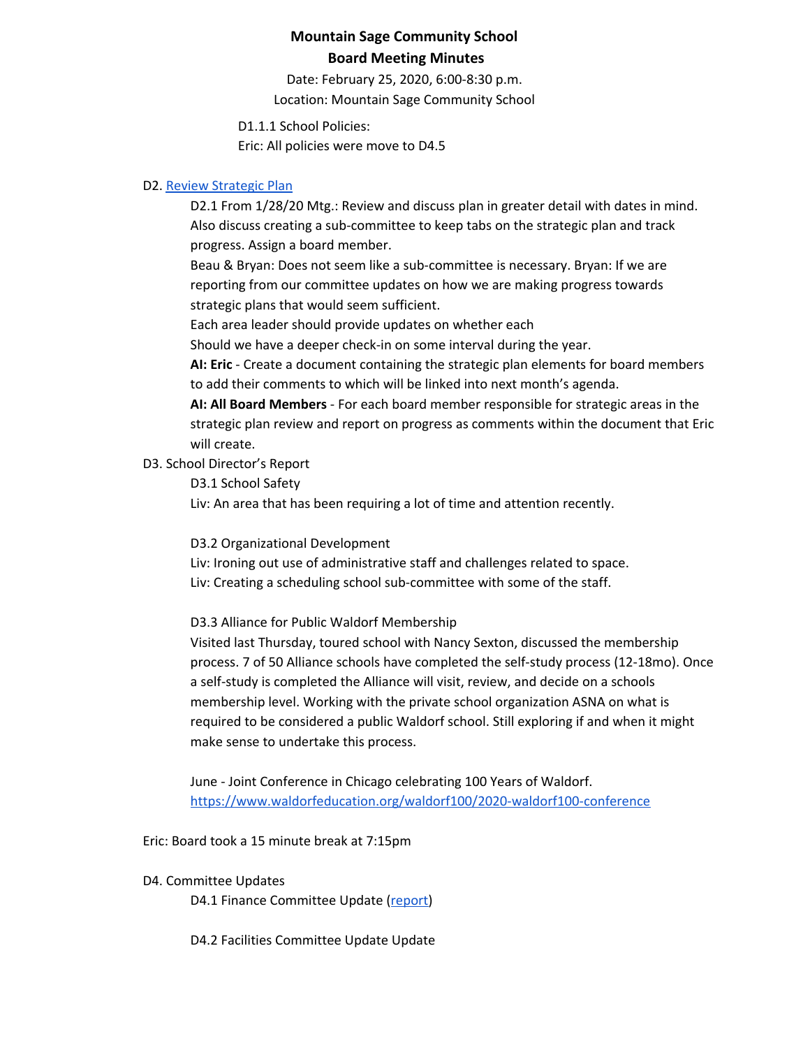**Mountain Sage Community School**
**Board Meeting Minutes**

Date: February 25, 2020, 6:00-8:30 p.m.
Location: Mountain Sage Community School

D1.1.1 School Policies:
Eric: All policies were move to D4.5

D2. [Review Strategic Plan]

D2.1 From 1/28/20 Mtg.: Review and discuss plan in greater detail with dates in mind. Also discuss creating a sub-committee to keep tabs on the strategic plan and track progress. Assign a board member.

Beau & Bryan: Does not seem like a sub-committee is necessary. Bryan: If we are reporting from our committee updates on how we are making progress towards strategic plans that would seem sufficient.

Each area leader should provide updates on whether each

Should we have a deeper check-in on some interval during the year.

**AI: Eric** - Create a document containing the strategic plan elements for board members to add their comments to which will be linked into next month's agenda.

**AI: All Board Members** - For each board member responsible for strategic areas in the strategic plan review and report on progress as comments within the document that Eric will create.

D3. School Director's Report

D3.1 School Safety

Liv: An area that has been requiring a lot of time and attention recently.

D3.2 Organizational Development

Liv: Ironing out use of administrative staff and challenges related to space.

Liv: Creating a scheduling school sub-committee with some of the staff.

D3.3 Alliance for Public Waldorf Membership

Visited last Thursday, toured school with Nancy Sexton, discussed the membership process. 7 of 50 Alliance schools have completed the self-study process (12-18mo). Once a self-study is completed the Alliance will visit, review, and decide on a schools membership level. Working with the private school organization ASNA on what is required to be considered a public Waldorf school. Still exploring if and when it might make sense to undertake this process.

June - Joint Conference in Chicago celebrating 100 Years of Waldorf.
https://www.waldorfeducation.org/waldorf100/2020-waldorf100-conference

Eric: Board took a 15 minute break at 7:15pm

D4. Committee Updates

D4.1 Finance Committee Update ([report])

D4.2 Facilities Committee Update Update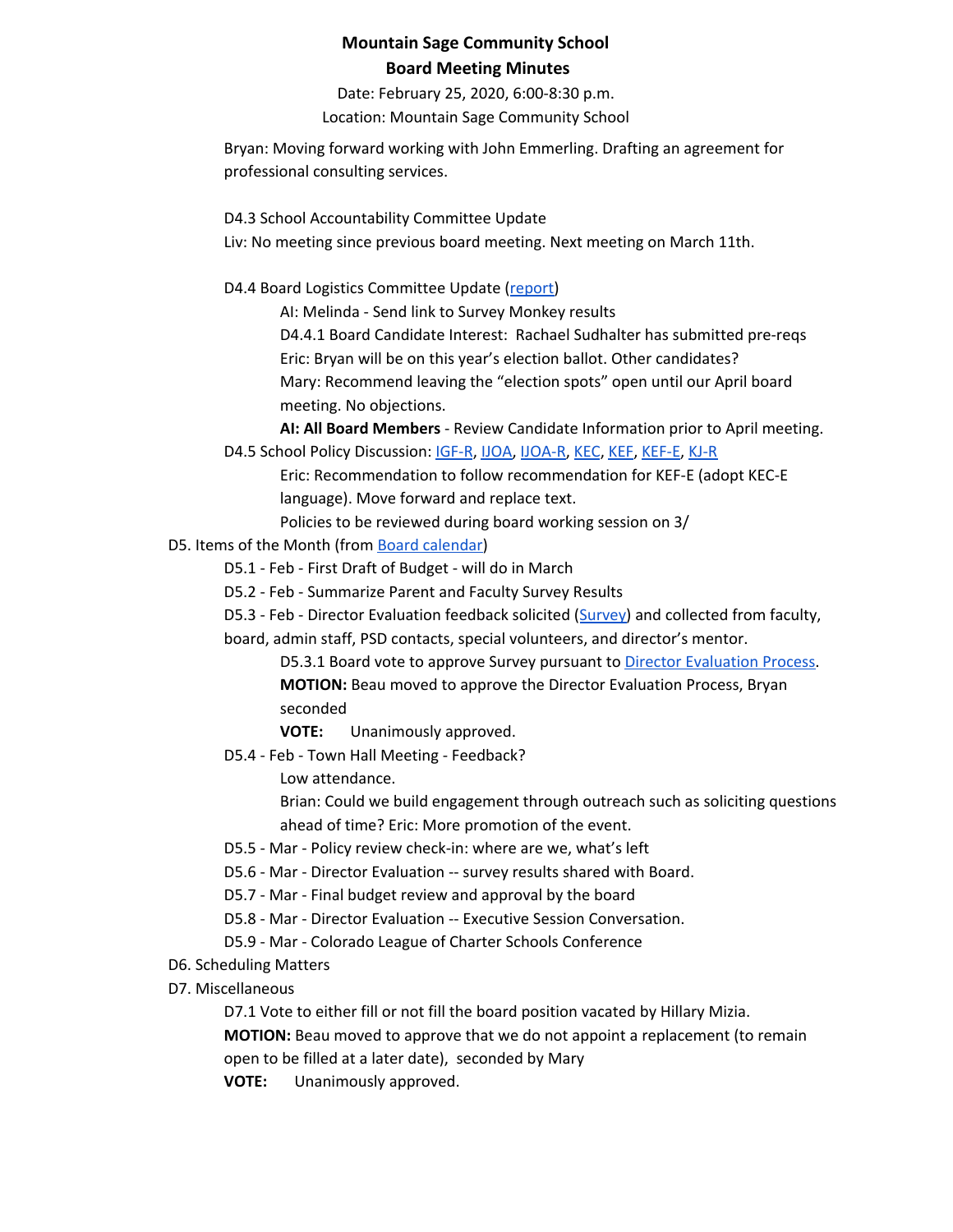**Mountain Sage Community School**
**Board Meeting Minutes**

Date: February 25, 2020, 6:00-8:30 p.m.
Location: Mountain Sage Community School

Bryan: Moving forward working with John Emmerling. Drafting an agreement for professional consulting services.

D4.3 School Accountability Committee Update
Liv: No meeting since previous board meeting. Next meeting on March 11th.

D4.4 Board Logistics Committee Update (report)

- AI: Melinda - Send link to Survey Monkey results
- D4.4.1 Board Candidate Interest: Rachael Sudhalter has submitted pre-reqs
- Eric: Bryan will be on this year's election ballot. Other candidates?
- Mary: Recommend leaving the "election spots" open until our April board meeting. No objections.
- **AI: All Board Members** - Review Candidate Information prior to April meeting.

D4.5 School Policy Discussion: IGF-R, IJOA, IJOA-R, KEC, KEF, KEF-E, KJ-R

- Eric: Recommendation to follow recommendation for KEF-E (adopt KEC-E language). Move forward and replace text.
- Policies to be reviewed during board working session on 3/

D5. Items of the Month (from Board calendar)

- D5.1 - Feb - First Draft of Budget - will do in March
- D5.2 - Feb - Summarize Parent and Faculty Survey Results
- D5.3 - Feb - Director Evaluation feedback solicited (Survey) and collected from faculty, board, admin staff, PSD contacts, special volunteers, and director's mentor.
  - D5.3.1 Board vote to approve Survey pursuant to Director Evaluation Process.
  - **MOTION:** Beau moved to approve the Director Evaluation Process, Bryan seconded
  - **VOTE:** Unanimously approved.
- D5.4 - Feb - Town Hall Meeting - Feedback?
  - Low attendance.
  - Brian: Could we build engagement through outreach such as soliciting questions ahead of time? Eric: More promotion of the event.
- D5.5 - Mar - Policy review check-in: where are we, what's left
- D5.6 - Mar - Director Evaluation -- survey results shared with Board.
- D5.7 - Mar - Final budget review and approval by the board
- D5.8 - Mar - Director Evaluation -- Executive Session Conversation.
- D5.9 - Mar - Colorado League of Charter Schools Conference

D6. Scheduling Matters

D7. Miscellaneous

D7.1 Vote to either fill or not fill the board position vacated by Hillary Mizia.
**MOTION:** Beau moved to approve that we do not appoint a replacement (to remain open to be filled at a later date), seconded by Mary
**VOTE:** Unanimously approved.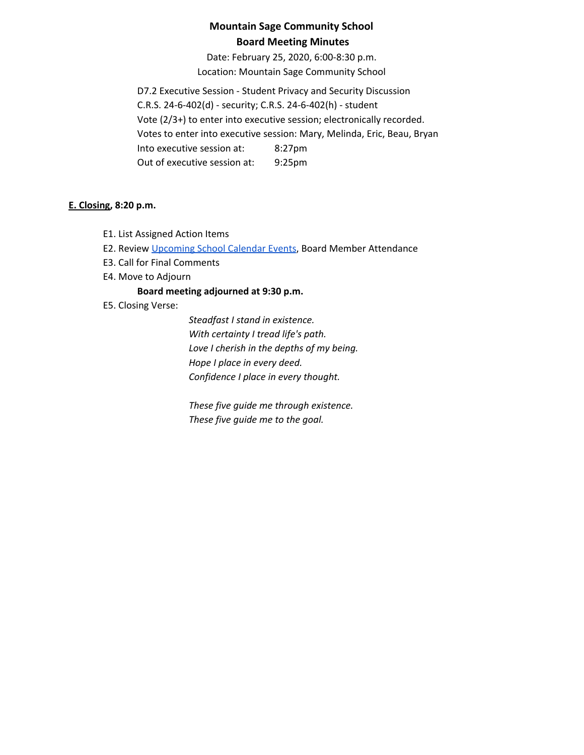**Mountain Sage Community School**
**Board Meeting Minutes**

Date: February 25, 2020, 6:00-8:30 p.m.
Location: Mountain Sage Community School

D7.2 Executive Session - Student Privacy and Security Discussion
C.R.S. 24-6-402(d) - security; C.R.S. 24-6-402(h) - student
Vote (2/3+) to enter into executive session; electronically recorded.
Votes to enter into executive session: Mary, Melinda, Eric, Beau, Bryan
Into executive session at: 8:27pm
Out of executive session at: 9:25pm

**E. Closing, 8:20 p.m.**

E1. List Assigned Action Items
E2. Review Upcoming School Calendar Events, Board Member Attendance
E3. Call for Final Comments
E4. Move to Adjourn

**Board meeting adjourned at 9:30 p.m.**

E5. Closing Verse:

*Steadfast I stand in existence.*
*With certainty I tread life's path.*
*Love I cherish in the depths of my being.*
*Hope I place in every deed.*
*Confidence I place in every thought.*

*These five guide me through existence.*
*These five guide me to the goal.*